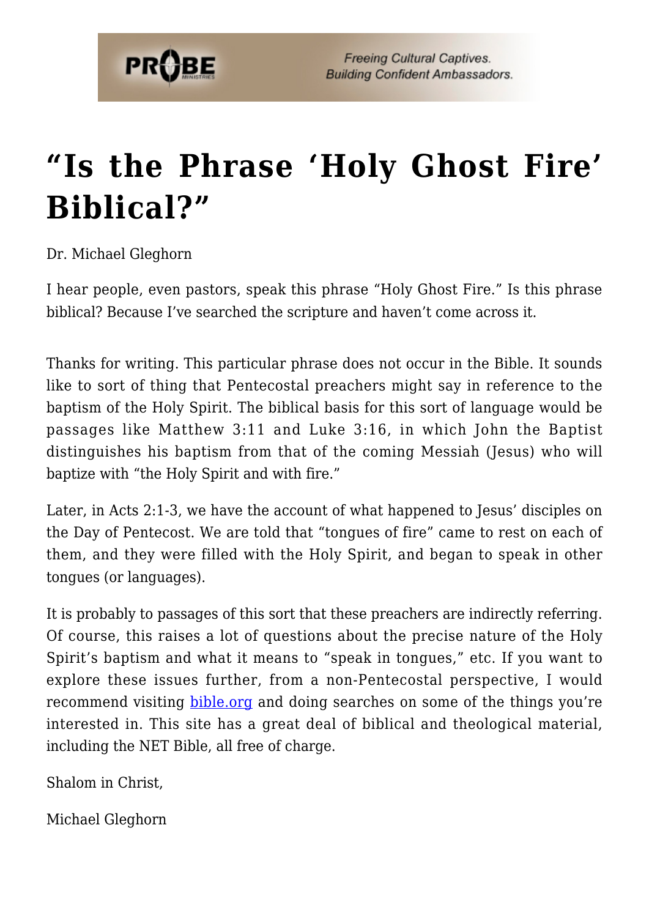# "Is the Phrase 'Holy Ghost Fire' Biblical?"

Dr. Michael Gleghorn

I hear people, even pastors, speak this phrase "Holy Ghost Fire." Is this phrase biblical? Because I've searched the scripture and haven't come across it.

Thanks for writing. This particular phrase does not occur in the Bible. It sounds like to sort of thing that Pentecostal preachers might say in reference to the baptism of the Holy Spirit. The biblical basis for this sort of language would be passages like Matthew 3:11 and Luke 3:16, in which John the Baptist distinguishes his baptism from that of the coming Messiah (Jesus) who will baptize with "the Holy Spirit and with fire."

Later, in Acts 2:1-3, we have the account of what happened to Jesus' disciples on the Day of Pentecost. We are told that "tongues of fire" came to rest on each of them, and they were filled with the Holy Spirit, and began to speak in other tongues (or languages).

It is probably to passages of this sort that these preachers are indirectly referring. Of course, this raises a lot of questions about the precise nature of the Holy Spirit's baptism and what it means to "speak in tongues," etc. If you want to explore these issues further, from a non-Pentecostal perspective, I would recommend visiting [bible.org](bible.org) and doing searches on some of the things you're interested in. This site has a great deal of biblical and theological material, including the NET Bible, all free of charge.

Shalom in Christ,

Michael Gleghorn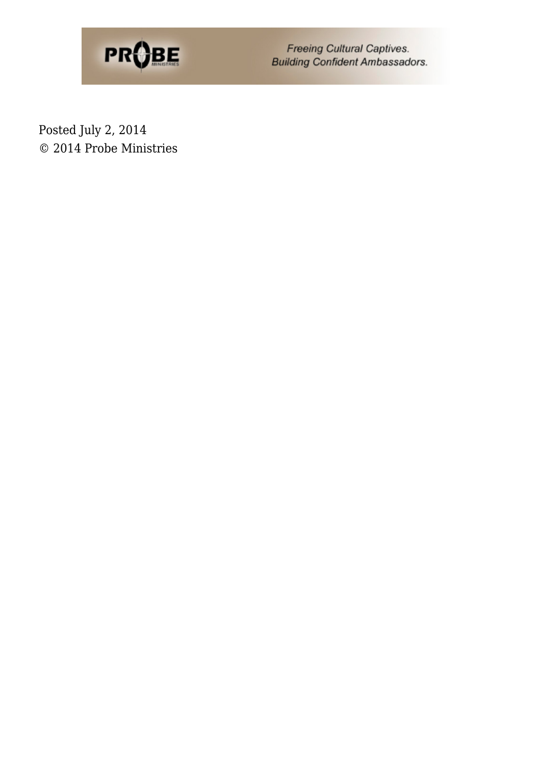Posted July 2, 2014
© 2014 Probe Ministries